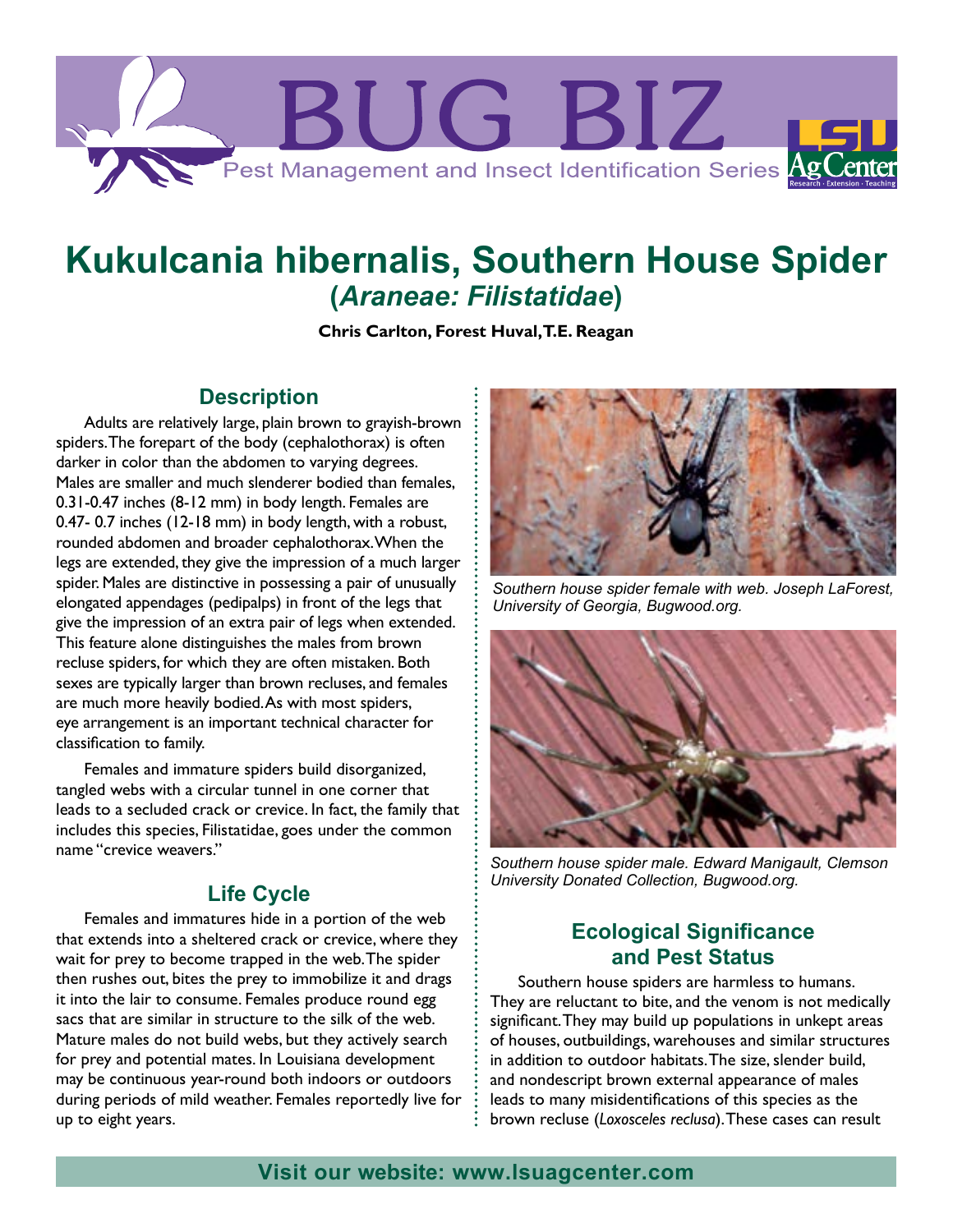# Kukulcania hibernalis, Southern House Spider
## (*Araneae: Filistatidae*)

**Chris Carlton, Forest Huval, T.E. Reagan**

### Description

Adults are relatively large, plain brown to grayish-brown spiders. The forepart of the body (cephalothorax) is often darker in color than the abdomen to varying degrees. Males are smaller and much slenderer bodied than females, 0.31-0.47 inches (8-12 mm) in body length. Females are 0.47- 0.7 inches (12-18 mm) in body length, with a robust, rounded abdomen and broader cephalothorax. When the legs are extended, they give the impression of a much larger spider. Males are distinctive in possessing a pair of unusually elongated appendages (pedipalps) in front of the legs that give the impression of an extra pair of legs when extended. This feature alone distinguishes the males from brown recluse spiders, for which they are often mistaken. Both sexes are typically larger than brown recluses, and females are much more heavily bodied. As with most spiders, eye arrangement is an important technical character for classification to family.

Females and immature spiders build disorganized, tangled webs with a circular tunnel in one corner that leads to a secluded crack or crevice. In fact, the family that includes this species, Filistatidae, goes under the common name "crevice weavers."

### Life Cycle

Females and immatures hide in a portion of the web that extends into a sheltered crack or crevice, where they wait for prey to become trapped in the web. The spider then rushes out, bites the prey to immobilize it and drags it into the lair to consume. Females produce round egg sacs that are similar in structure to the silk of the web. Mature males do not build webs, but they actively search for prey and potential mates. In Louisiana development may be continuous year-round both indoors or outdoors during periods of mild weather. Females reportedly live for up to eight years.

*Southern house spider female with web. Joseph LaForest, University of Georgia, Bugwood.org.*

*Southern house spider male. Edward Manigault, Clemson University Donated Collection, Bugwood.org.*

### Ecological Significance and Pest Status

Southern house spiders are harmless to humans. They are reluctant to bite, and the venom is not medically significant. They may build up populations in unkept areas of houses, outbuildings, warehouses and similar structures in addition to outdoor habitats. The size, slender build, and nondescript brown external appearance of males leads to many misidentifications of this species as the brown recluse (*Loxosceles reclusa*). These cases can result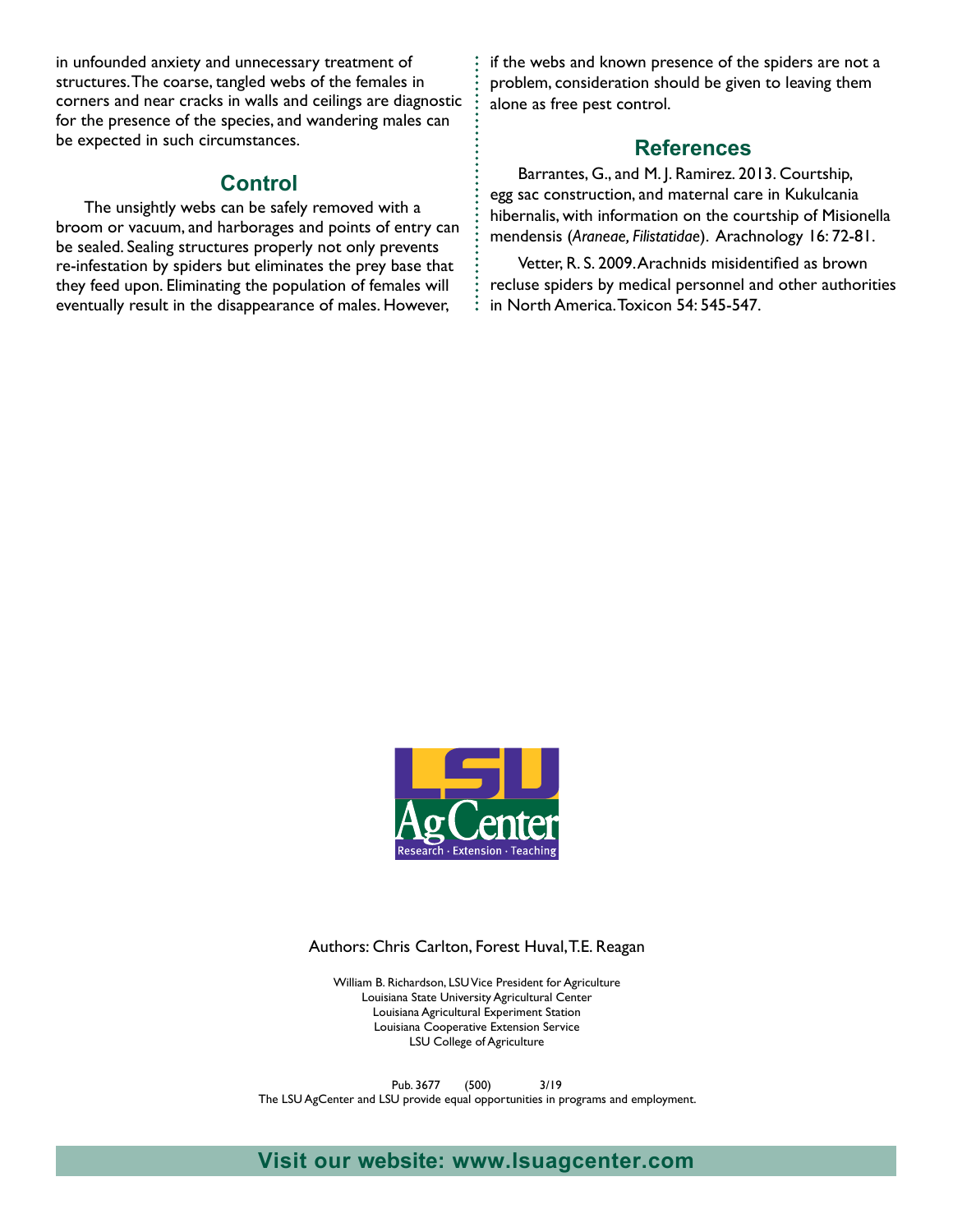in unfounded anxiety and unnecessary treatment of structures. The coarse, tangled webs of the females in corners and near cracks in walls and ceilings are diagnostic for the presence of the species, and wandering males can be expected in such circumstances.

## Control

The unsightly webs can be safely removed with a broom or vacuum, and harborages and points of entry can be sealed. Sealing structures properly not only prevents re-infestation by spiders but eliminates the prey base that they feed upon. Eliminating the population of females will eventually result in the disappearance of males. However, if the webs and known presence of the spiders are not a problem, consideration should be given to leaving them alone as free pest control.

## References

Barrantes, G., and M. J. Ramirez. 2013. Courtship, egg sac construction, and maternal care in Kukulcania hibernalis, with information on the courtship of Misionella mendensis (*Araneae, Filistatidae*). Arachnology 16: 72-81.

Vetter, R. S. 2009. Arachnids misidentified as brown recluse spiders by medical personnel and other authorities in North America. Toxicon 54: 545-547.

LSU AgCenter
Research · Extension · Teaching

Authors: Chris Carlton, Forest Huval, T.E. Reagan

William B. Richardson, LSU Vice President for Agriculture
Louisiana State University Agricultural Center
Louisiana Agricultural Experiment Station
Louisiana Cooperative Extension Service
LSU College of Agriculture

Pub. 3677 (500) 3/19
The LSU AgCenter and LSU provide equal opportunities in programs and employment.

**Visit our website: www.lsuagcenter.com**